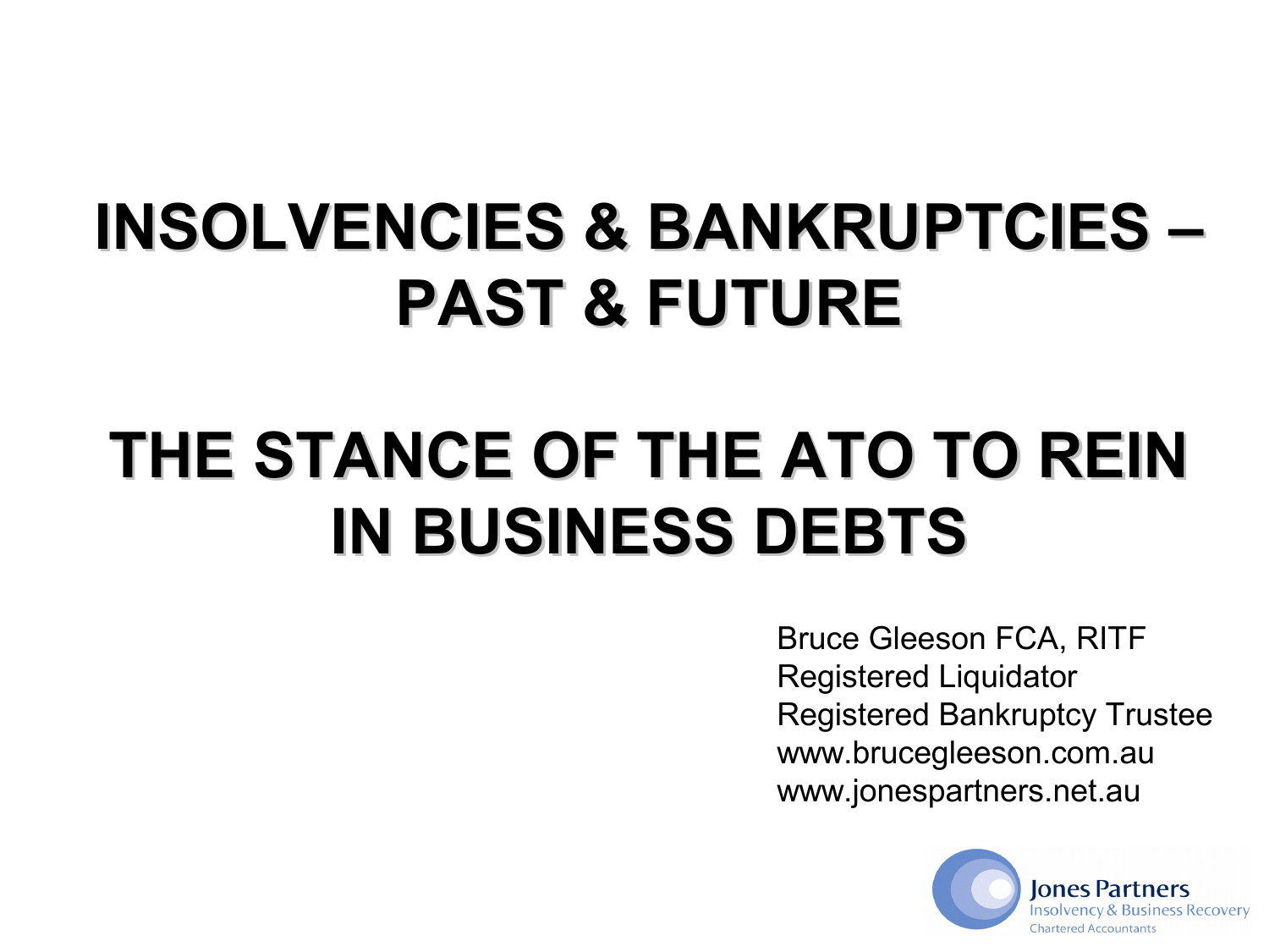# INSOLVENCIES & BANKRUPTCIES – PAST & FUTURE

# THE STANCE OF THE ATO TO REIN IN BUSINESS DEBTS

Bruce Gleeson FCA, RITF
Registered Liquidator
Registered Bankruptcy Trustee
www.brucegleeson.com.au
www.jonespartners.net.au

Jones Partners
Insolvency & Business Recovery
Chartered Accountants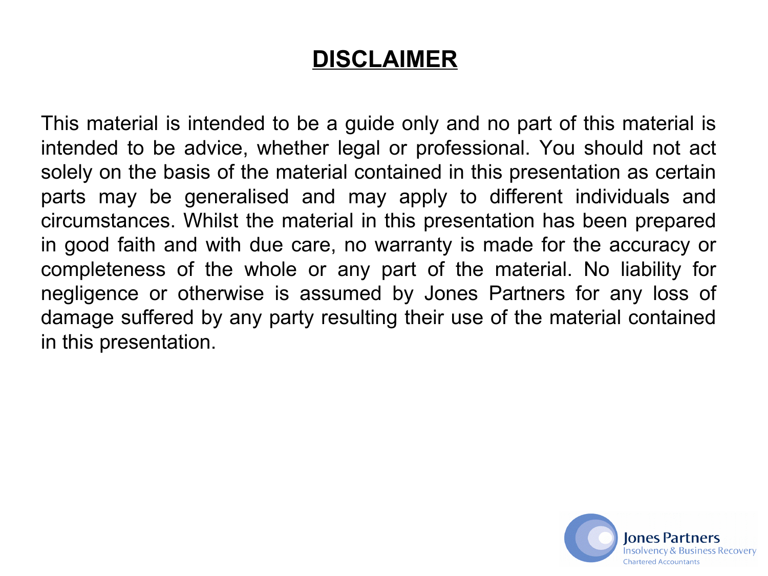# DISCLAIMER

This material is intended to be a guide only and no part of this material is intended to be advice, whether legal or professional. You should not act solely on the basis of the material contained in this presentation as certain parts may be generalised and may apply to different individuals and circumstances. Whilst the material in this presentation has been prepared in good faith and with due care, no warranty is made for the accuracy or completeness of the whole or any part of the material. No liability for negligence or otherwise is assumed by Jones Partners for any loss of damage suffered by any party resulting their use of the material contained in this presentation.

Jones Partners
Insolvency & Business Recovery
Chartered Accountants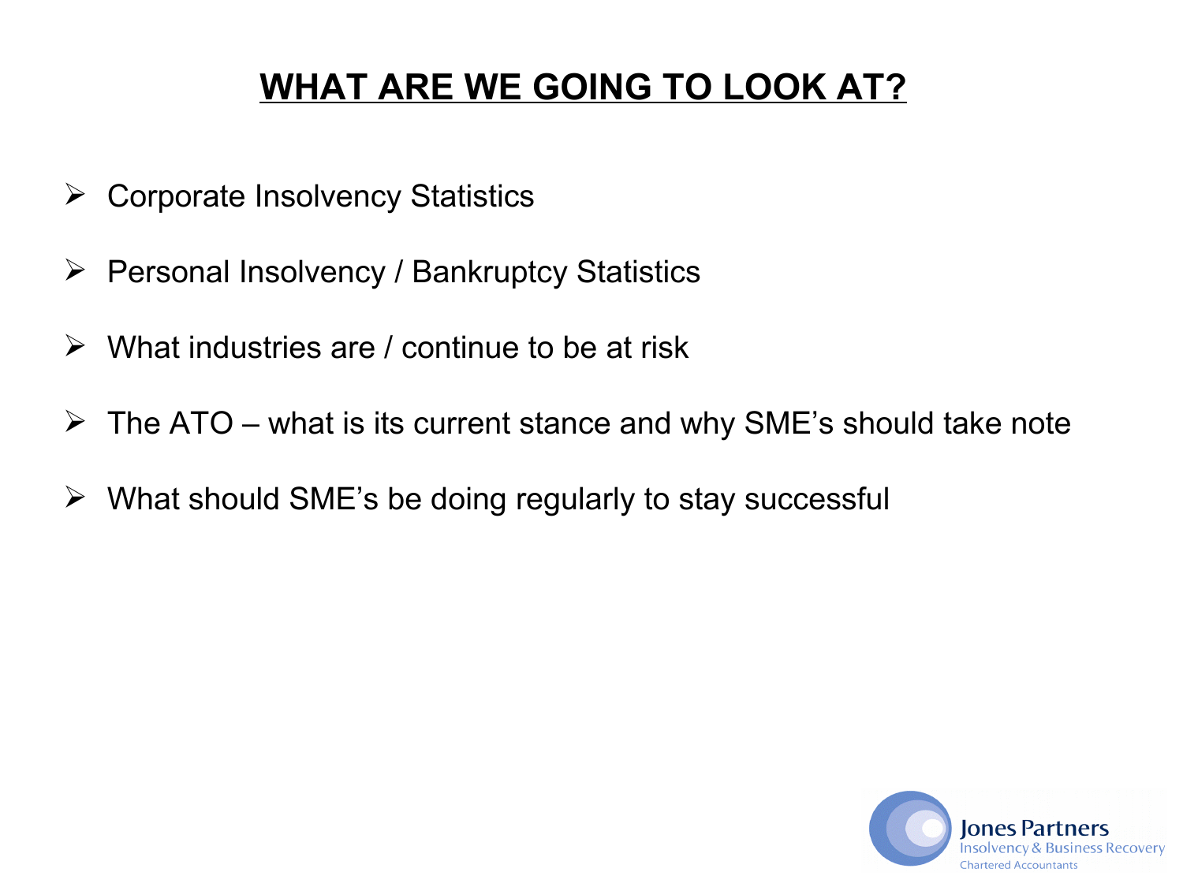# WHAT ARE WE GOING TO LOOK AT?

- Corporate Insolvency Statistics
- Personal Insolvency / Bankruptcy Statistics
- What industries are / continue to be at risk
- The ATO – what is its current stance and why SME's should take note
- What should SME's be doing regularly to stay successful

Jones Partners
Insolvency & Business Recovery
Chartered Accountants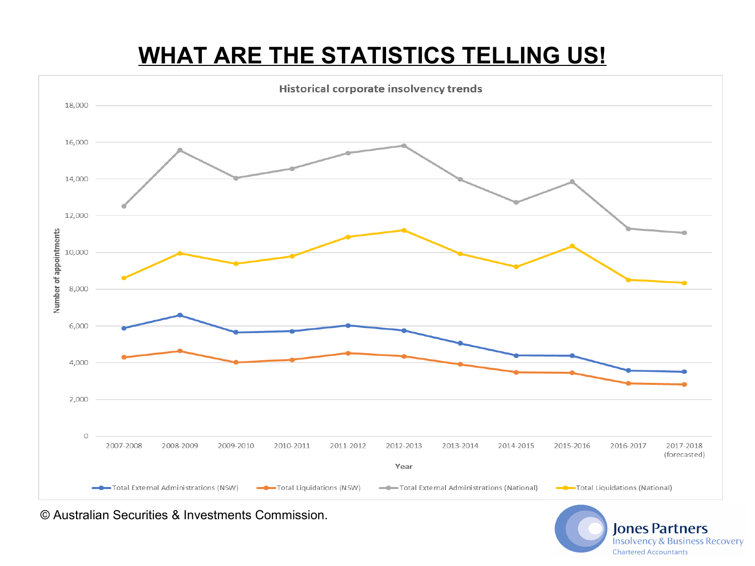# WHAT ARE THE STATISTICS TELLING US!

**Historical corporate insolvency trends**

Number of appointments: 0 – 18,000

Year: 2007-2008, 2008-2009, 2009-2010, 2010-2011, 2011-2012, 2012-2013, 2013-2014, 2014-2015, 2015-2016, 2016-2017, 2017-2018 (forecasted)

Legend: Total External Administrations (NSW), Total Liquidations (NSW), Total External Administrations (National), Total Liquidations (National)

© Australian Securities & Investments Commission.

Jones Partners
Insolvency & Business Recovery
Chartered Accountants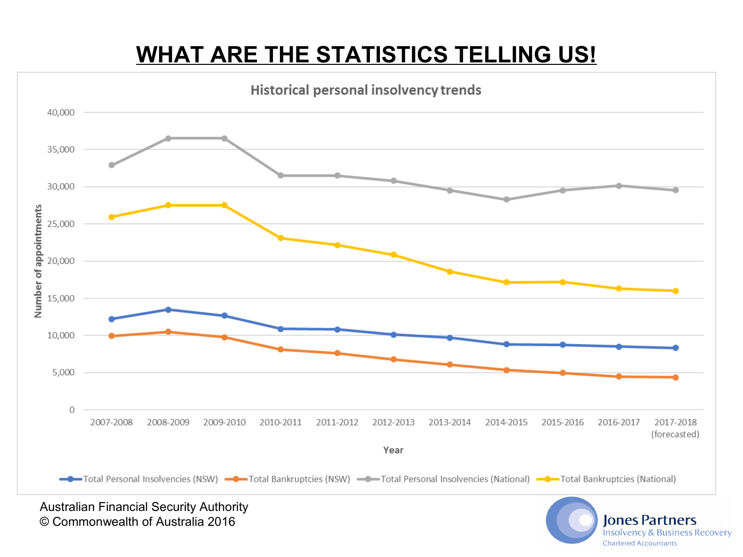# WHAT ARE THE STATISTICS TELLING US!

**Historical personal insolvency trends**

Number of appointments

40,000
35,000
30,000
25,000
20,000
15,000
10,000
5,000
0

2007-2008 2008-2009 2009-2010 2010-2011 2011-2012 2012-2013 2013-2014 2014-2015 2015-2016 2016-2017 2017-2018 (forecasted)

Year

Total Personal Insolvencies (NSW) Total Bankruptcies (NSW) Total Personal Insolvencies (National) Total Bankruptcies (National)

Australian Financial Security Authority
© Commonwealth of Australia 2016

Jones Partners
Insolvency & Business Recovery
Chartered Accountants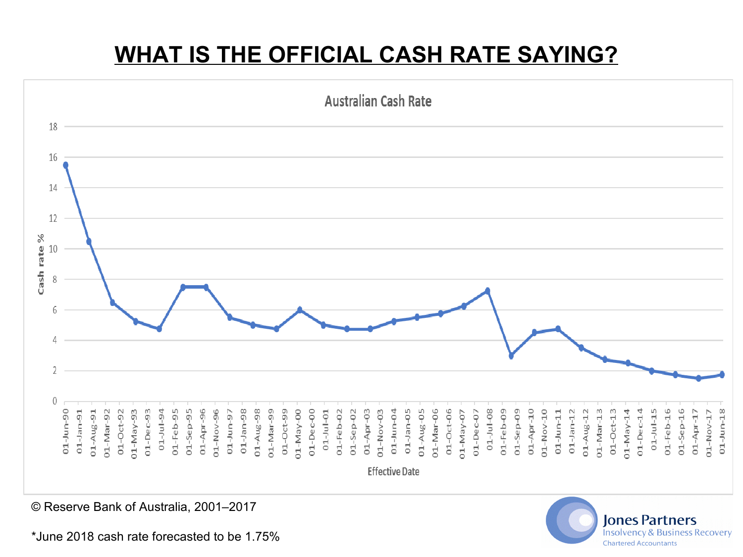# WHAT IS THE OFFICIAL CASH RATE SAYING?

© Reserve Bank of Australia, 2001–2017

*June 2018 cash rate forecasted to be 1.75%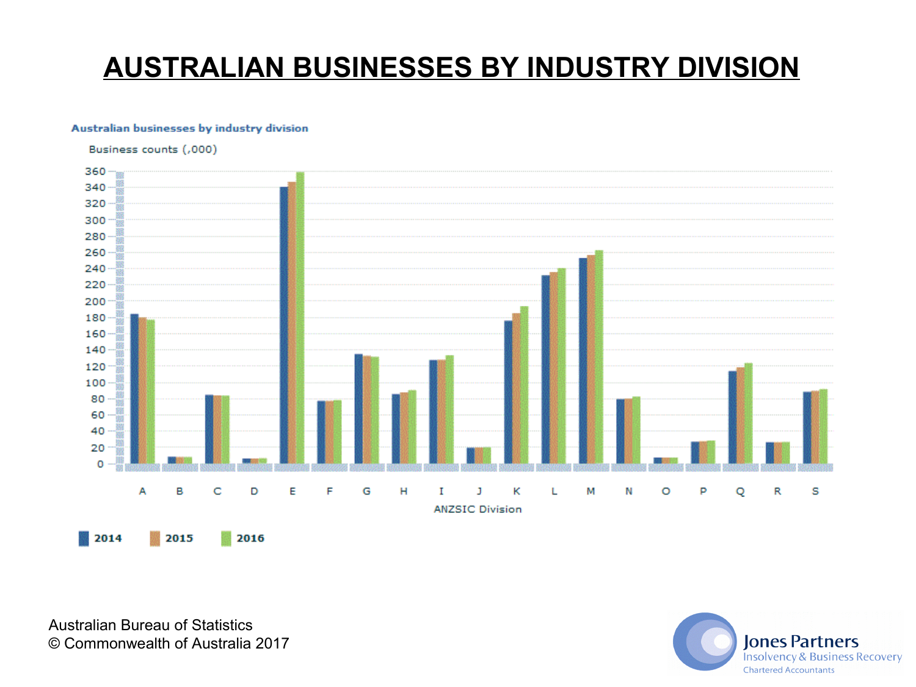# AUSTRALIAN BUSINESSES BY INDUSTRY DIVISION

Australian businesses by industry division

Business counts (,000)

ANZSIC Division

2014 2015 2016

Australian Bureau of Statistics
© Commonwealth of Australia 2017

Jones Partners
Insolvency & Business Recovery
Chartered Accountants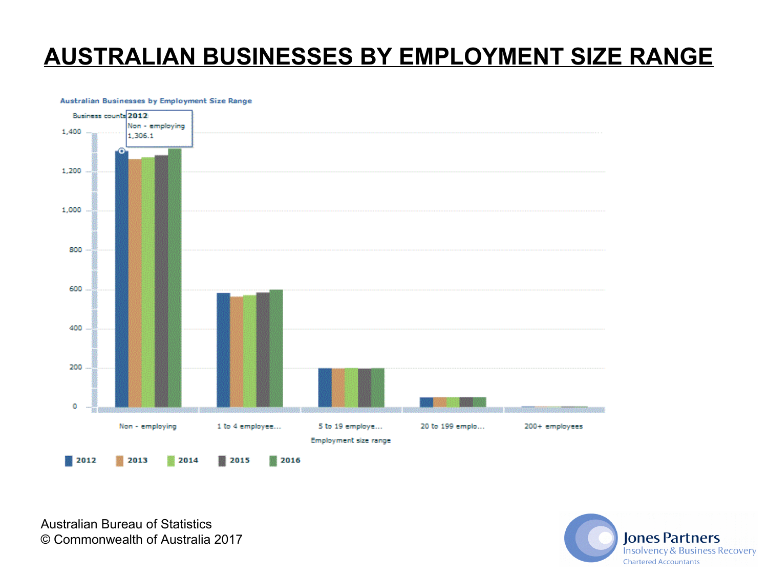# AUSTRALIAN BUSINESSES BY EMPLOYMENT SIZE RANGE

Australian Businesses by Employment Size Range

Business counts

2012
Non - employing
1,306.1

1,400
1,200
1,000
800
600
400
200
0

Non - employing | 1 to 4 employee... | 5 to 19 employe... | 20 to 199 emplo... | 200+ employees

Employment size range

2012 | 2013 | 2014 | 2015 | 2016

Australian Bureau of Statistics
© Commonwealth of Australia 2017

Jones Partners
Insolvency & Business Recovery
Chartered Accountants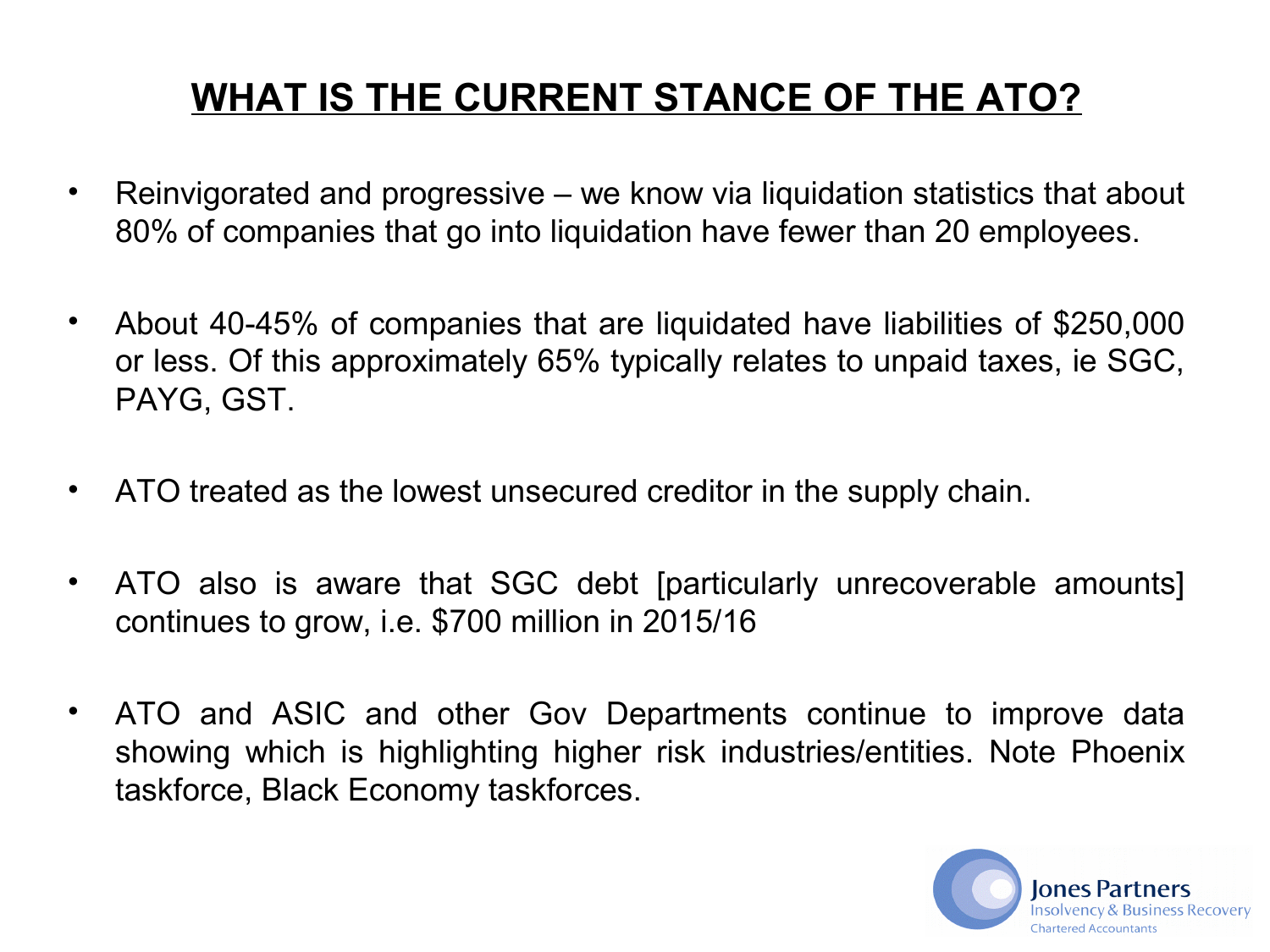# WHAT IS THE CURRENT STANCE OF THE ATO?

- Reinvigorated and progressive – we know via liquidation statistics that about 80% of companies that go into liquidation have fewer than 20 employees.
- About 40-45% of companies that are liquidated have liabilities of $250,000 or less. Of this approximately 65% typically relates to unpaid taxes, ie SGC, PAYG, GST.
- ATO treated as the lowest unsecured creditor in the supply chain.
- ATO also is aware that SGC debt [particularly unrecoverable amounts] continues to grow, i.e. $700 million in 2015/16
- ATO and ASIC and other Gov Departments continue to improve data showing which is highlighting higher risk industries/entities. Note Phoenix taskforce, Black Economy taskforces.

Jones Partners
Insolvency & Business Recovery
Chartered Accountants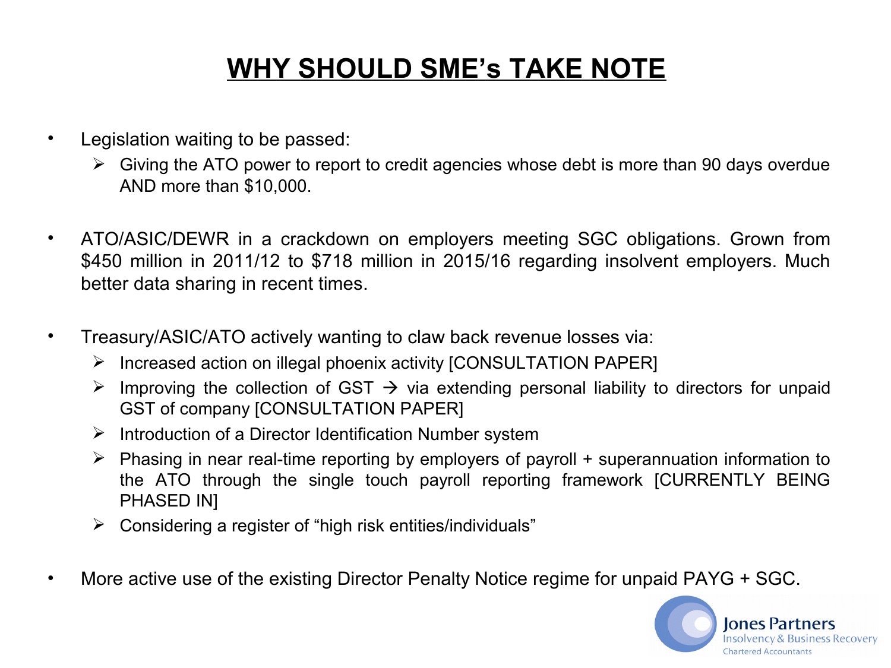# WHY SHOULD SME's TAKE NOTE

- Legislation waiting to be passed:
  - Giving the ATO power to report to credit agencies whose debt is more than 90 days overdue AND more than $10,000.

- ATO/ASIC/DEWR in a crackdown on employers meeting SGC obligations. Grown from $450 million in 2011/12 to $718 million in 2015/16 regarding insolvent employers. Much better data sharing in recent times.

- Treasury/ASIC/ATO actively wanting to claw back revenue losses via:
  - Increased action on illegal phoenix activity [CONSULTATION PAPER]
  - Improving the collection of GST → via extending personal liability to directors for unpaid GST of company [CONSULTATION PAPER]
  - Introduction of a Director Identification Number system
  - Phasing in near real-time reporting by employers of payroll + superannuation information to the ATO through the single touch payroll reporting framework [CURRENTLY BEING PHASED IN]
  - Considering a register of "high risk entities/individuals"

- More active use of the existing Director Penalty Notice regime for unpaid PAYG + SGC.

Jones Partners
Insolvency & Business Recovery
Chartered Accountants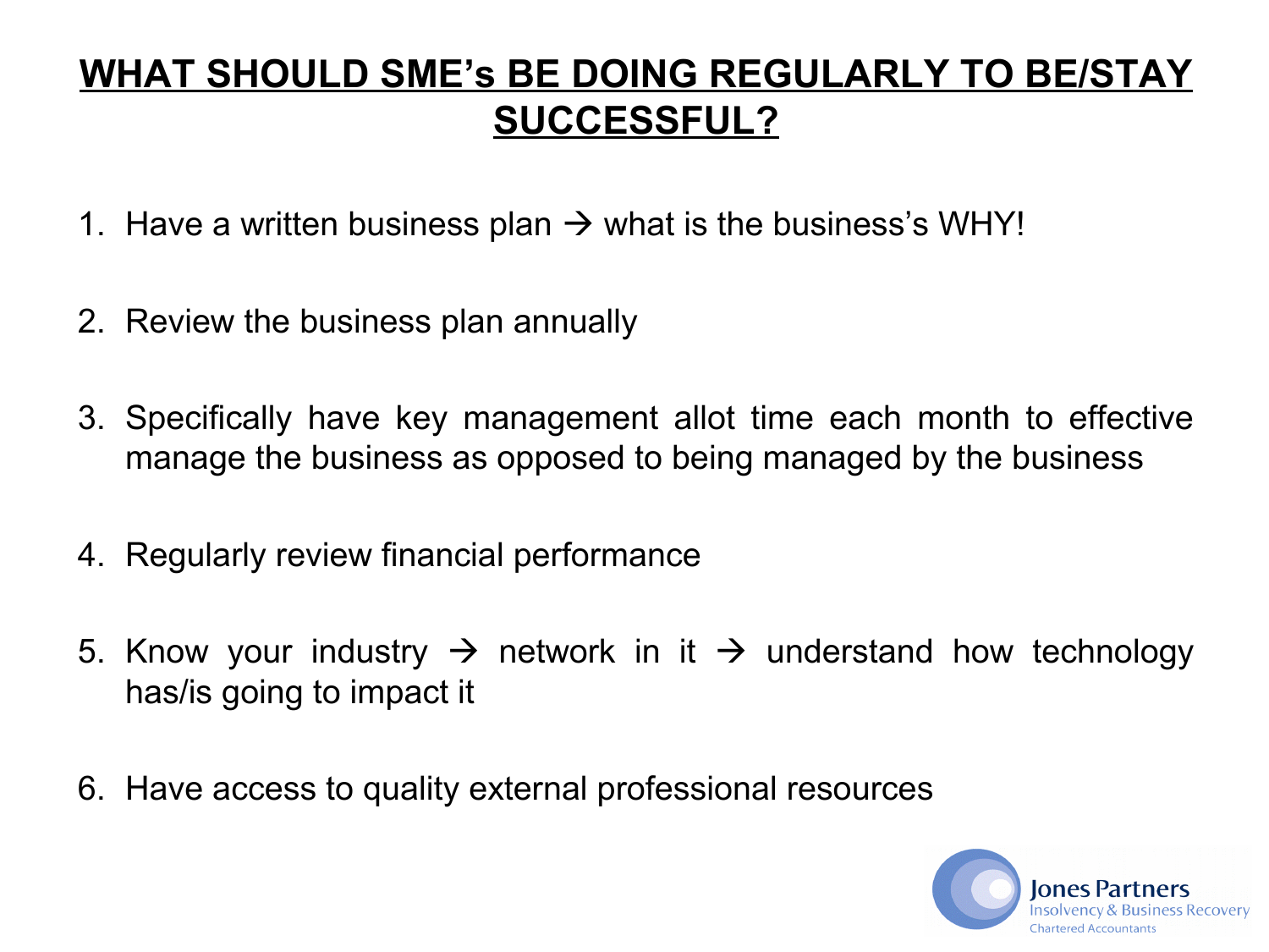# WHAT SHOULD SME's BE DOING REGULARLY TO BE/STAY SUCCESSFUL?

1. Have a written business plan → what is the business's WHY!

2. Review the business plan annually

3. Specifically have key management allot time each month to effective manage the business as opposed to being managed by the business

4. Regularly review financial performance

5. Know your industry → network in it → understand how technology has/is going to impact it

6. Have access to quality external professional resources

Jones Partners
Insolvency & Business Recovery
Chartered Accountants